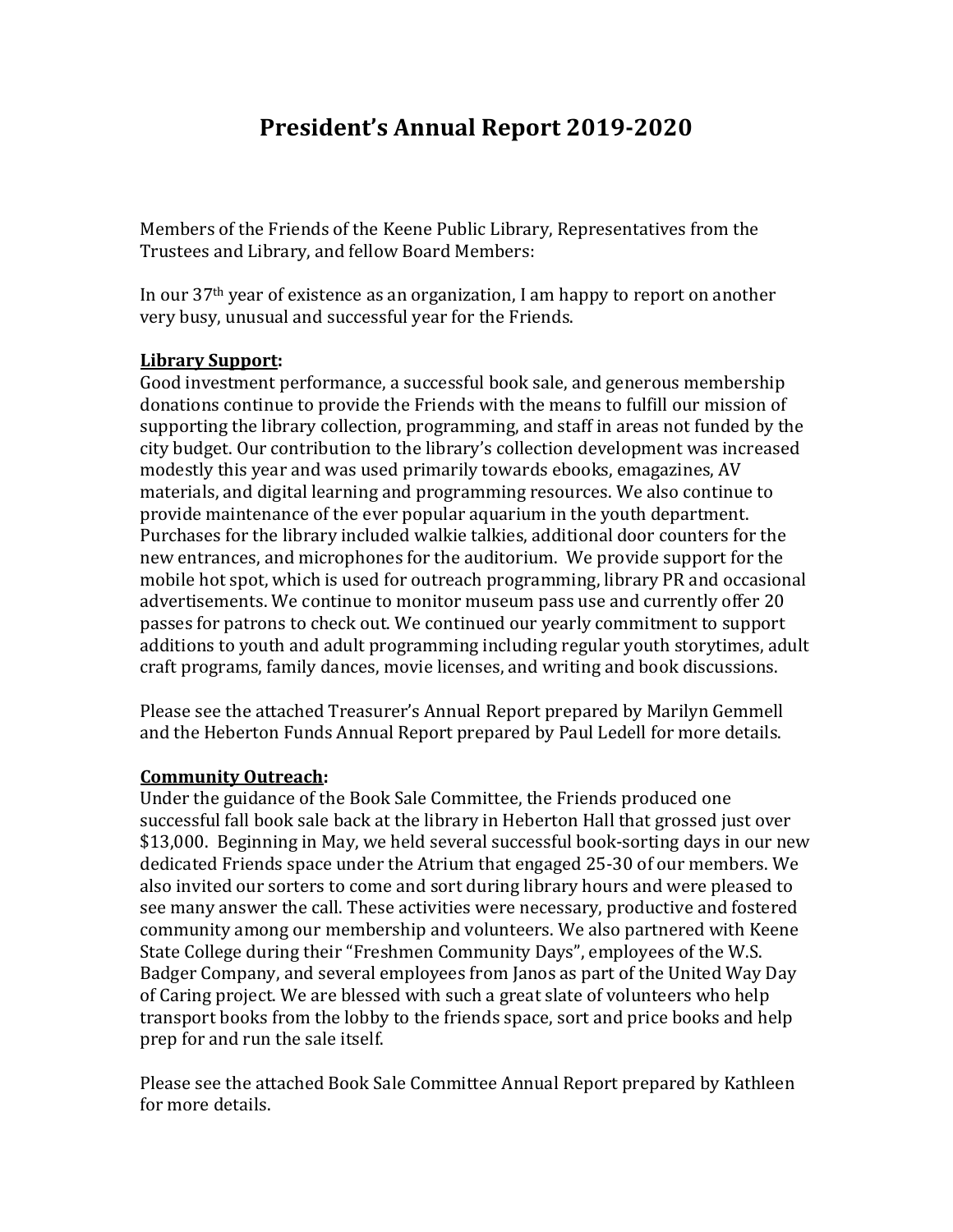# President's Annual Report 2019-2020

Members of the Friends of the Keene Public Library, Representatives from the Trustees and Library, and fellow Board Members:

In our 37th year of existence as an organization, I am happy to report on another very busy, unusual and successful year for the Friends.

**Library Support:**

Good investment performance, a successful book sale, and generous membership donations continue to provide the Friends with the means to fulfill our mission of supporting the library collection, programming, and staff in areas not funded by the city budget. Our contribution to the library's collection development was increased modestly this year and was used primarily towards ebooks, emagazines, AV materials, and digital learning and programming resources. We also continue to provide maintenance of the ever popular aquarium in the youth department. Purchases for the library included walkie talkies, additional door counters for the new entrances, and microphones for the auditorium. We provide support for the mobile hot spot, which is used for outreach programming, library PR and occasional advertisements. We continue to monitor museum pass use and currently offer 20 passes for patrons to check out. We continued our yearly commitment to support additions to youth and adult programming including regular youth storytimes, adult craft programs, family dances, movie licenses, and writing and book discussions.

Please see the attached Treasurer's Annual Report prepared by Marilyn Gemmell and the Heberton Funds Annual Report prepared by Paul Ledell for more details.

**Community Outreach:**

Under the guidance of the Book Sale Committee, the Friends produced one successful fall book sale back at the library in Heberton Hall that grossed just over $13,000. Beginning in May, we held several successful book-sorting days in our new dedicated Friends space under the Atrium that engaged 25-30 of our members. We also invited our sorters to come and sort during library hours and were pleased to see many answer the call. These activities were necessary, productive and fostered community among our membership and volunteers. We also partnered with Keene State College during their "Freshmen Community Days", employees of the W.S. Badger Company, and several employees from Janos as part of the United Way Day of Caring project. We are blessed with such a great slate of volunteers who help transport books from the lobby to the friends space, sort and price books and help prep for and run the sale itself.

Please see the attached Book Sale Committee Annual Report prepared by Kathleen for more details.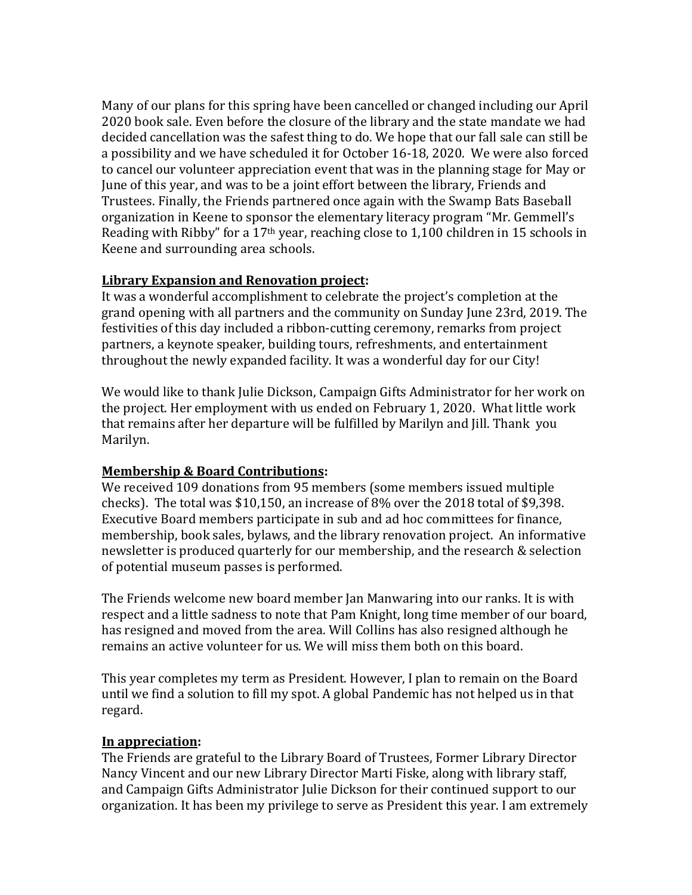Many of our plans for this spring have been cancelled or changed including our April 2020 book sale. Even before the closure of the library and the state mandate we had decided cancellation was the safest thing to do. We hope that our fall sale can still be a possibility and we have scheduled it for October 16-18, 2020. We were also forced to cancel our volunteer appreciation event that was in the planning stage for May or June of this year, and was to be a joint effort between the library, Friends and Trustees. Finally, the Friends partnered once again with the Swamp Bats Baseball organization in Keene to sponsor the elementary literacy program "Mr. Gemmell's Reading with Ribby" for a 17th year, reaching close to 1,100 children in 15 schools in Keene and surrounding area schools.

**Library Expansion and Renovation project:**
It was a wonderful accomplishment to celebrate the project's completion at the grand opening with all partners and the community on Sunday June 23rd, 2019. The festivities of this day included a ribbon-cutting ceremony, remarks from project partners, a keynote speaker, building tours, refreshments, and entertainment throughout the newly expanded facility. It was a wonderful day for our City!

We would like to thank Julie Dickson, Campaign Gifts Administrator for her work on the project. Her employment with us ended on February 1, 2020. What little work that remains after her departure will be fulfilled by Marilyn and Jill. Thank you Marilyn.

**Membership & Board Contributions:**
We received 109 donations from 95 members (some members issued multiple checks). The total was $10,150, an increase of 8% over the 2018 total of $9,398. Executive Board members participate in sub and ad hoc committees for finance, membership, book sales, bylaws, and the library renovation project. An informative newsletter is produced quarterly for our membership, and the research & selection of potential museum passes is performed.

The Friends welcome new board member Jan Manwaring into our ranks. It is with respect and a little sadness to note that Pam Knight, long time member of our board, has resigned and moved from the area. Will Collins has also resigned although he remains an active volunteer for us. We will miss them both on this board.

This year completes my term as President. However, I plan to remain on the Board until we find a solution to fill my spot. A global Pandemic has not helped us in that regard.

**In appreciation:**
The Friends are grateful to the Library Board of Trustees, Former Library Director Nancy Vincent and our new Library Director Marti Fiske, along with library staff, and Campaign Gifts Administrator Julie Dickson for their continued support to our organization. It has been my privilege to serve as President this year. I am extremely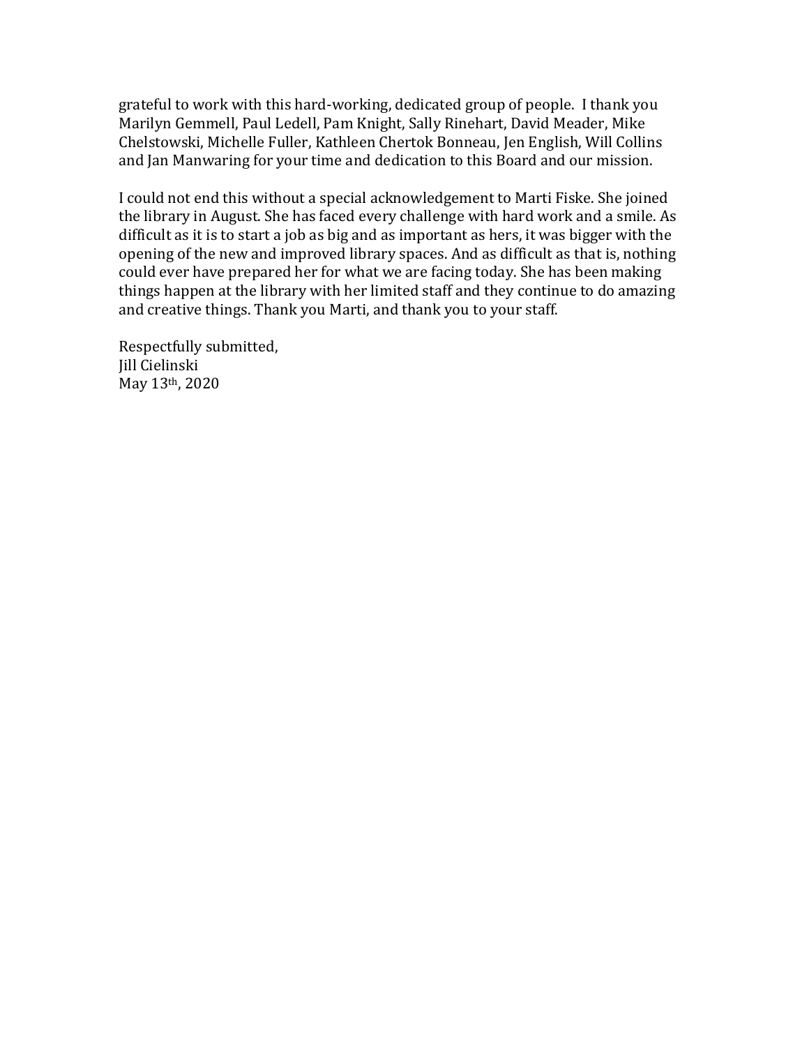grateful to work with this hard-working, dedicated group of people. I thank you Marilyn Gemmell, Paul Ledell, Pam Knight, Sally Rinehart, David Meader, Mike Chelstowski, Michelle Fuller, Kathleen Chertok Bonneau, Jen English, Will Collins and Jan Manwaring for your time and dedication to this Board and our mission.

I could not end this without a special acknowledgement to Marti Fiske. She joined the library in August. She has faced every challenge with hard work and a smile. As difficult as it is to start a job as big and as important as hers, it was bigger with the opening of the new and improved library spaces. And as difficult as that is, nothing could ever have prepared her for what we are facing today. She has been making things happen at the library with her limited staff and they continue to do amazing and creative things. Thank you Marti, and thank you to your staff.

Respectfully submitted,
Jill Cielinski
May 13th, 2020